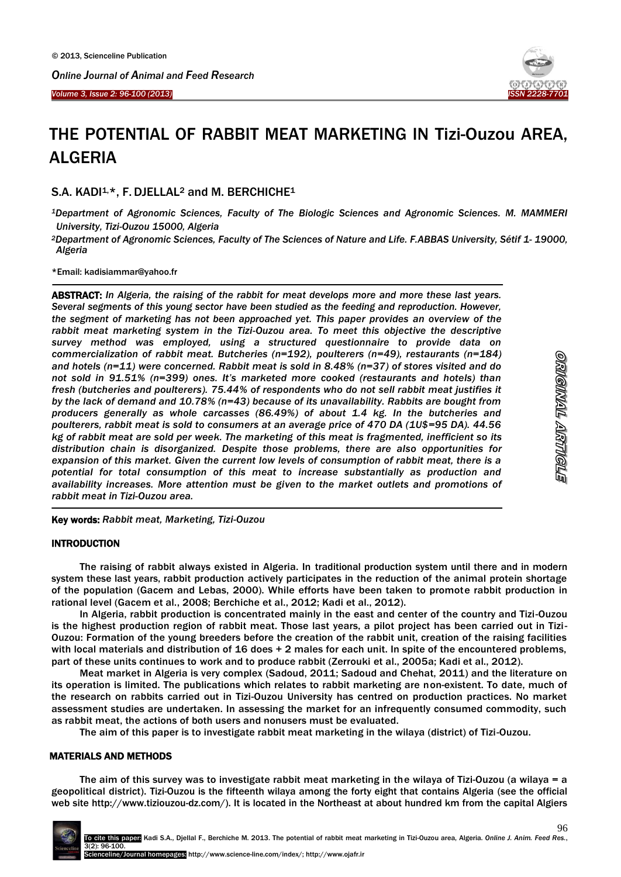# THE POTENTIAL OF RABBIT MEAT MARKETING IN Tizi-Ouzou AREA, ALGERIA

S.A. KADI[1,*], F. DJELLAL[2] and M. BERCHICHE[1]

[1]*Department of Agronomic Sciences, Faculty of The Biologic Sciences and Agronomic Sciences. M. MAMMERI University, Tizi-Ouzou 15000, Algeria*

[2]*Department of Agronomic Sciences, Faculty of The Sciences of Nature and Life. F.ABBAS University, Sétif 1- 19000, Algeria*

*Email: kadisiammar@yahoo.fr

**ABSTRACT:** *In Algeria, the raising of the rabbit for meat develops more and more these last years. Several segments of this young sector have been studied as the feeding and reproduction. However, the segment of marketing has not been approached yet. This paper provides an overview of the rabbit meat marketing system in the Tizi-Ouzou area. To meet this objective the descriptive survey method was employed, using a structured questionnaire to provide data on commercialization of rabbit meat. Butcheries (n=192), poulterers (n=49), restaurants (n=184) and hotels (n=11) were concerned. Rabbit meat is sold in 8.48% (n=37) of stores visited and do not sold in 91.51% (n=399) ones. It's marketed more cooked (restaurants and hotels) than fresh (butcheries and poulterers). 75.44% of respondents who do not sell rabbit meat justifies it by the lack of demand and 10.78% (n=43) because of its unavailability. Rabbits are bought from producers generally as whole carcasses (86.49%) of about 1.4 kg. In the butcheries and poulterers, rabbit meat is sold to consumers at an average price of 470 DA (1U$=95 DA). 44.56 kg of rabbit meat are sold per week. The marketing of this meat is fragmented, inefficient so its distribution chain is disorganized. Despite those problems, there are also opportunities for expansion of this market. Given the current low levels of consumption of rabbit meat, there is a potential for total consumption of this meat to increase substantially as production and availability increases. More attention must be given to the market outlets and promotions of rabbit meat in Tizi-Ouzou area.*

ORIGINAL ARTICLE

**Key words:** *Rabbit meat, Marketing, Tizi-Ouzou*

## INTRODUCTION

The raising of rabbit always existed in Algeria. In traditional production system until there and in modern system these last years, rabbit production actively participates in the reduction of the animal protein shortage of the population (Gacem and Lebas, 2000). While efforts have been taken to promote rabbit production in rational level (Gacem et al., 2008; Berchiche et al., 2012; Kadi et al., 2012).

In Algeria, rabbit production is concentrated mainly in the east and center of the country and Tizi-Ouzou is the highest production region of rabbit meat. Those last years, a pilot project has been carried out in Tizi-Ouzou: Formation of the young breeders before the creation of the rabbit unit, creation of the raising facilities with local materials and distribution of 16 does + 2 males for each unit. In spite of the encountered problems, part of these units continues to work and to produce rabbit (Zerrouki et al., 2005a; Kadi et al., 2012).

Meat market in Algeria is very complex (Sadoud, 2011; Sadoud and Chehat, 2011) and the literature on its operation is limited. The publications which relates to rabbit marketing are non-existent. To date, much of the research on rabbits carried out in Tizi-Ouzou University has centred on production practices. No market assessment studies are undertaken. In assessing the market for an infrequently consumed commodity, such as rabbit meat, the actions of both users and nonusers must be evaluated.

The aim of this paper is to investigate rabbit meat marketing in the wilaya (district) of Tizi-Ouzou.

## MATERIALS AND METHODS

The aim of this survey was to investigate rabbit meat marketing in the wilaya of Tizi-Ouzou (a wilaya = a geopolitical district). Tizi-Ouzou is the fifteenth wilaya among the forty eight that contains Algeria (see the official web site http://www.tiziouzou-dz.com/). It is located in the Northeast at about hundred km from the capital Algiers

To cite this paper: Kadi S.A., Djellal F., Berchiche M. 2013. The potential of rabbit meat marketing in Tizi-Ouzou area, Algeria. *Online J. Anim. Feed Res.*, 3(2): 96-100.
Scienceline/Journal homepages: http://www.science-line.com/index/; http://www.ojafr.ir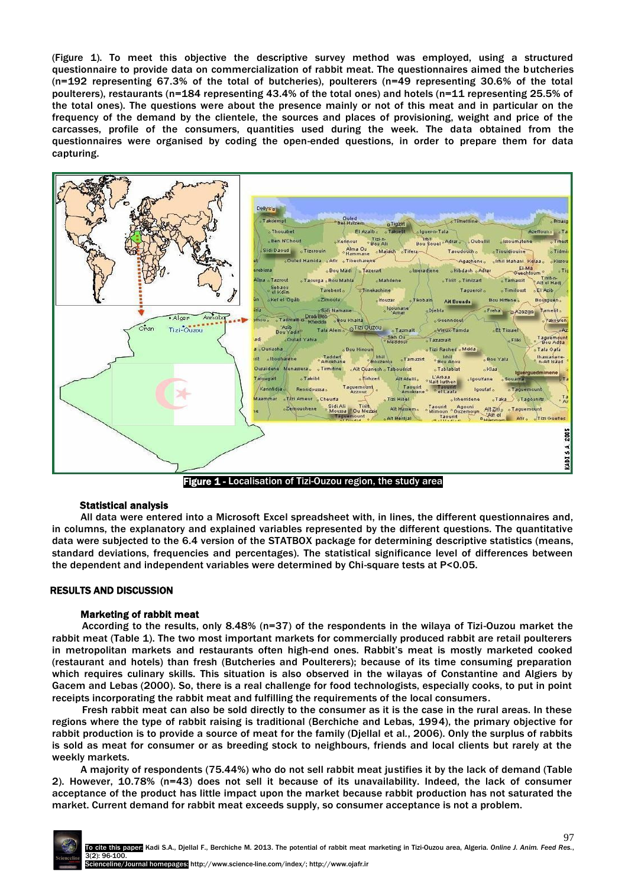(Figure 1). To meet this objective the descriptive survey method was employed, using a structured questionnaire to provide data on commercialization of rabbit meat. The questionnaires aimed the butcheries (n=192 representing 67.3% of the total of butcheries), poulterers (n=49 representing 30.6% of the total poulterers), restaurants (n=184 representing 43.4% of the total ones) and hotels (n=11 representing 25.5% of the total ones). The questions were about the presence mainly or not of this meat and in particular on the frequency of the demand by the clientele, the sources and places of provisioning, weight and price of the carcasses, profile of the consumers, quantities used during the week. The data obtained from the questionnaires were organised by coding the open-ended questions, in order to prepare them for data capturing.

**Figure 1 -** Localisation of Tizi-Ouzou region, the study area

### Statistical analysis

All data were entered into a Microsoft Excel spreadsheet with, in lines, the different questionnaires and, in columns, the explanatory and explained variables represented by the different questions. The quantitative data were subjected to the 6.4 version of the STATBOX package for determining descriptive statistics (means, standard deviations, frequencies and percentages). The statistical significance level of differences between the dependent and independent variables were determined by Chi-square tests at $P<0.05$.

## RESULTS AND DISCUSSION

### Marketing of rabbit meat

According to the results, only 8.48% (n=37) of the respondents in the wilaya of Tizi-Ouzou market the rabbit meat (Table 1). The two most important markets for commercially produced rabbit are retail poulterers in metropolitan markets and restaurants often high-end ones. Rabbit's meat is mostly marketed cooked (restaurant and hotels) than fresh (Butcheries and Poulterers); because of its time consuming preparation which requires culinary skills. This situation is also observed in the wilayas of Constantine and Algiers by Gacem and Lebas (2000). So, there is a real challenge for food technologists, especially cooks, to put in point receipts incorporating the rabbit meat and fulfilling the requirements of the local consumers.

Fresh rabbit meat can also be sold directly to the consumer as it is the case in the rural areas. In these regions where the type of rabbit raising is traditional (Berchiche and Lebas, 1994), the primary objective for rabbit production is to provide a source of meat for the family (Djellal et al., 2006). Only the surplus of rabbits is sold as meat for consumer or as breeding stock to neighbours, friends and local clients but rarely at the weekly markets.

A majority of respondents (75.44%) who do not sell rabbit meat justifies it by the lack of demand (Table 2). However, 10.78% (n=43) does not sell it because of its unavailability. Indeed, the lack of consumer acceptance of the product has little impact upon the market because rabbit production has not saturated the market. Current demand for rabbit meat exceeds supply, so consumer acceptance is not a problem.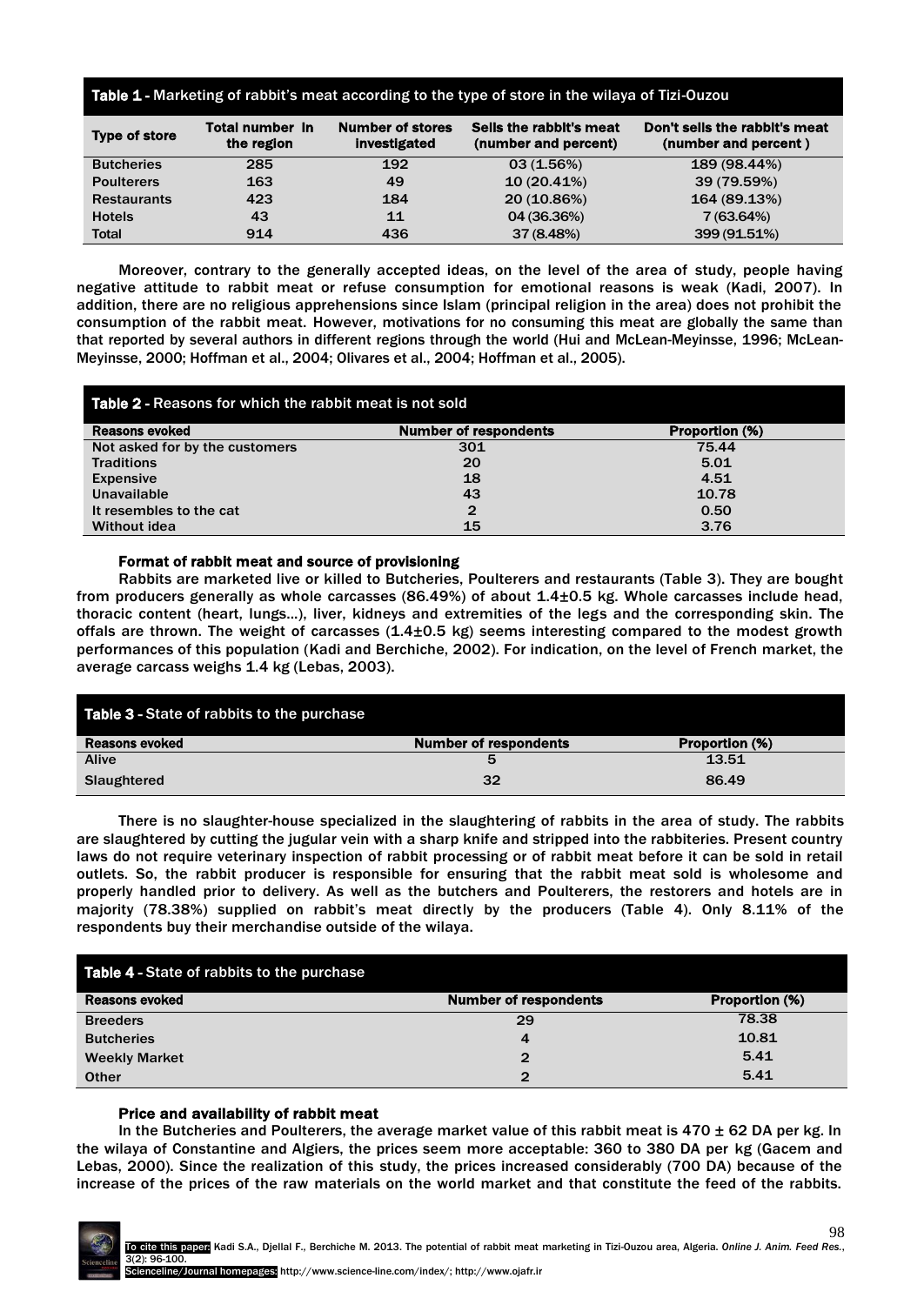**Table 1 -** Marketing of rabbit's meat according to the type of store in the wilaya of Tizi-Ouzou

| Type of store | Total number in the region | Number of stores investigated | Sells the rabbit's meat (number and percent) | Don't sells the rabbit's meat (number and percent ) |
|---|---|---|---|---|
| Butcheries | 285 | 192 | 03 (1.56%) | 189 (98.44%) |
| Poulterers | 163 | 49 | 10 (20.41%) | 39 (79.59%) |
| Restaurants | 423 | 184 | 20 (10.86%) | 164 (89.13%) |
| Hotels | 43 | 11 | 04 (36.36%) | 7 (63.64%) |
| Total | 914 | 436 | 37 (8.48%) | 399 (91.51%) |

Moreover, contrary to the generally accepted ideas, on the level of the area of study, people having negative attitude to rabbit meat or refuse consumption for emotional reasons is weak (Kadi, 2007). In addition, there are no religious apprehensions since Islam (principal religion in the area) does not prohibit the consumption of the rabbit meat. However, motivations for no consuming this meat are globally the same than that reported by several authors in different regions through the world (Hui and McLean-Meyinsse, 1996; McLean-Meyinsse, 2000; Hoffman et al., 2004; Olivares et al., 2004; Hoffman et al., 2005).

**Table 2 -** Reasons for which the rabbit meat is not sold

| Reasons evoked | Number of respondents | Proportion (%) |
|---|---|---|
| Not asked for by the customers | 301 | 75.44 |
| Traditions | 20 | 5.01 |
| Expensive | 18 | 4.51 |
| Unavailable | 43 | 10.78 |
| It resembles to the cat | 2 | 0.50 |
| Without idea | 15 | 3.76 |

### Format of rabbit meat and source of provisioning

Rabbits are marketed live or killed to Butcheries, Poulterers and restaurants (Table 3). They are bought from producers generally as whole carcasses (86.49%) of about 1.4±0.5 kg. Whole carcasses include head, thoracic content (heart, lungs...), liver, kidneys and extremities of the legs and the corresponding skin. The offals are thrown. The weight of carcasses (1.4±0.5 kg) seems interesting compared to the modest growth performances of this population (Kadi and Berchiche, 2002). For indication, on the level of French market, the average carcass weighs 1.4 kg (Lebas, 2003).

**Table 3 -** State of rabbits to the purchase

| Reasons evoked | Number of respondents | Proportion (%) |
|---|---|---|
| Alive | 5 | 13.51 |
| Slaughtered | 32 | 86.49 |

There is no slaughter-house specialized in the slaughtering of rabbits in the area of study. The rabbits are slaughtered by cutting the jugular vein with a sharp knife and stripped into the rabbiteries. Present country laws do not require veterinary inspection of rabbit processing or of rabbit meat before it can be sold in retail outlets. So, the rabbit producer is responsible for ensuring that the rabbit meat sold is wholesome and properly handled prior to delivery. As well as the butchers and Poulterers, the restorers and hotels are in majority (78.38%) supplied on rabbit's meat directly by the producers (Table 4). Only 8.11% of the respondents buy their merchandise outside of the wilaya.

**Table 4 -** State of rabbits to the purchase

| Reasons evoked | Number of respondents | Proportion (%) |
|---|---|---|
| Breeders | 29 | 78.38 |
| Butcheries | 4 | 10.81 |
| Weekly Market | 2 | 5.41 |
| Other | 2 | 5.41 |

### Price and availability of rabbit meat

In the Butcheries and Poulterers, the average market value of this rabbit meat is 470 ± 62 DA per kg. In the wilaya of Constantine and Algiers, the prices seem more acceptable: 360 to 380 DA per kg (Gacem and Lebas, 2000). Since the realization of this study, the prices increased considerably (700 DA) because of the increase of the prices of the raw materials on the world market and that constitute the feed of the rabbits.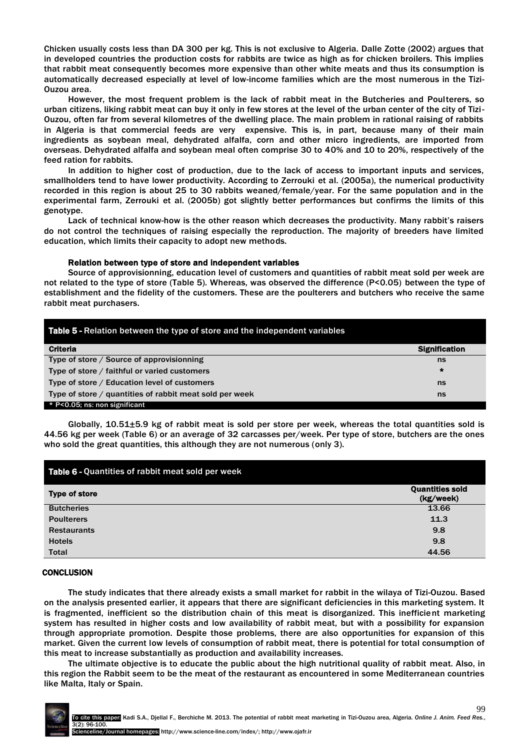Chicken usually costs less than DA 300 per kg. This is not exclusive to Algeria. Dalle Zotte (2002) argues that in developed countries the production costs for rabbits are twice as high as for chicken broilers. This implies that rabbit meat consequently becomes more expensive than other white meats and thus its consumption is automatically decreased especially at level of low-income families which are the most numerous in the Tizi-Ouzou area.

However, the most frequent problem is the lack of rabbit meat in the Butcheries and Poulterers, so urban citizens, liking rabbit meat can buy it only in few stores at the level of the urban center of the city of Tizi-Ouzou, often far from several kilometres of the dwelling place. The main problem in rational raising of rabbits in Algeria is that commercial feeds are very expensive. This is, in part, because many of their main ingredients as soybean meal, dehydrated alfalfa, corn and other micro ingredients, are imported from overseas. Dehydrated alfalfa and soybean meal often comprise 30 to 40% and 10 to 20%, respectively of the feed ration for rabbits.

In addition to higher cost of production, due to the lack of access to important inputs and services, smallholders tend to have lower productivity. According to Zerrouki et al. (2005a), the numerical productivity recorded in this region is about 25 to 30 rabbits weaned/female/year. For the same population and in the experimental farm, Zerrouki et al. (2005b) got slightly better performances but confirms the limits of this genotype.

Lack of technical know-how is the other reason which decreases the productivity. Many rabbit's raisers do not control the techniques of raising especially the reproduction. The majority of breeders have limited education, which limits their capacity to adopt new methods.

### Relation between type of store and independent variables

Source of approvisionning, education level of customers and quantities of rabbit meat sold per week are not related to the type of store (Table 5). Whereas, was observed the difference ($P<0.05$) between the type of establishment and the fidelity of the customers. These are the poulterers and butchers who receive the same rabbit meat purchasers.

**Table 5 -** Relation between the type of store and the independent variables

| Criteria | Signification |
|---|---|
| Type of store / Source of approvisionning | ns |
| Type of store / faithful or varied customers | * |
| Type of store / Education level of customers | ns |
| Type of store / quantities of rabbit meat sold per week | ns |

* $P<0.05$; ns: non significant

Globally, 10.51±5.9 kg of rabbit meat is sold per store per week, whereas the total quantities sold is 44.56 kg per week (Table 6) or an average of 32 carcasses per/week. Per type of store, butchers are the ones who sold the great quantities, this although they are not numerous (only 3).

**Table 6 -** Quantities of rabbit meat sold per week

| Type of store | Quantities sold (kg/week) |
|---|---|
| Butcheries | 13.66 |
| Poulterers | 11.3 |
| Restaurants | 9.8 |
| Hotels | 9.8 |
| Total | 44.56 |

## CONCLUSION

The study indicates that there already exists a small market for rabbit in the wilaya of Tizi-Ouzou. Based on the analysis presented earlier, it appears that there are significant deficiencies in this marketing system. It is fragmented, inefficient so the distribution chain of this meat is disorganized. This inefficient marketing system has resulted in higher costs and low availability of rabbit meat, but with a possibility for expansion through appropriate promotion. Despite those problems, there are also opportunities for expansion of this market. Given the current low levels of consumption of rabbit meat, there is potential for total consumption of this meat to increase substantially as production and availability increases.

The ultimate objective is to educate the public about the high nutritional quality of rabbit meat. Also, in this region the Rabbit seem to be the meat of the restaurant as encountered in some Mediterranean countries like Malta, Italy or Spain.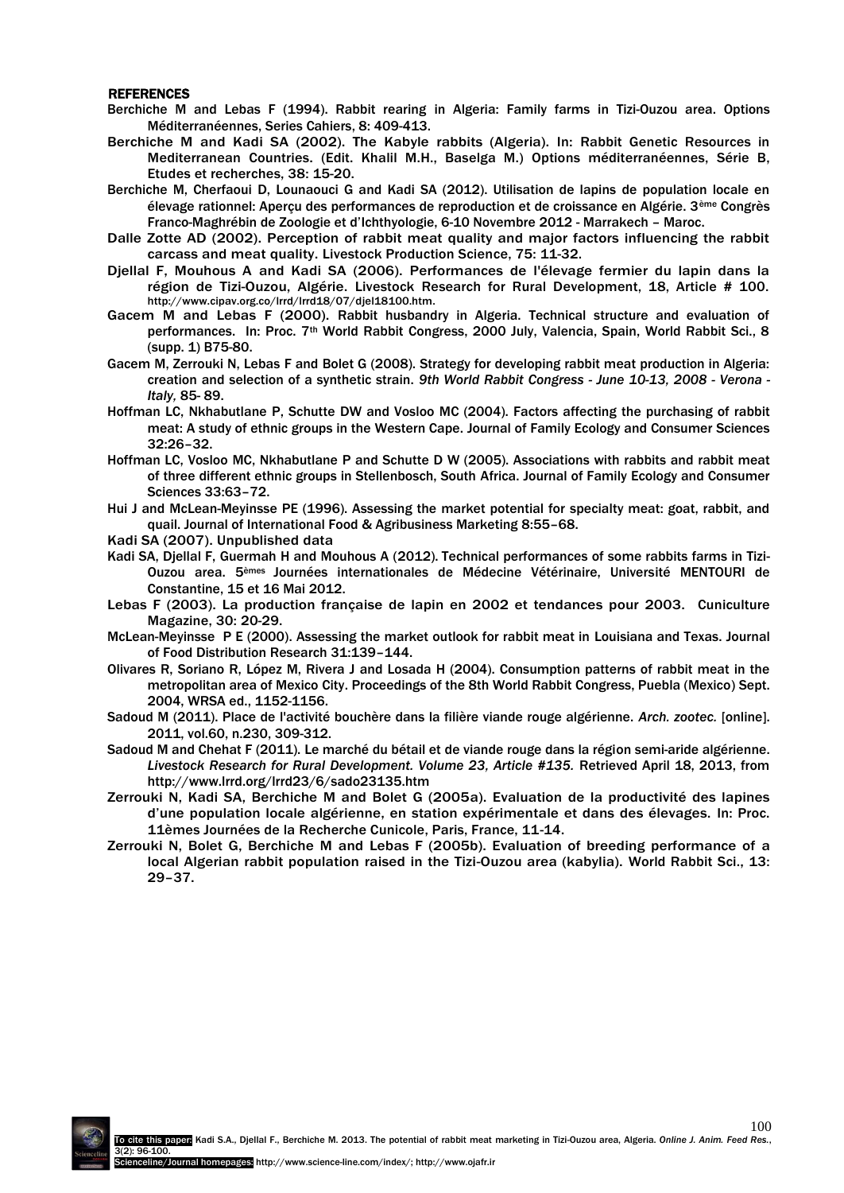## REFERENCES

Berchiche M and Lebas F (1994). Rabbit rearing in Algeria: Family farms in Tizi-Ouzou area. Options Méditerranéennes, Series Cahiers, 8: 409-413.

Berchiche M and Kadi SA (2002). The Kabyle rabbits (Algeria). In: Rabbit Genetic Resources in Mediterranean Countries. (Edit. Khalil M.H., Baselga M.) Options méditerranéennes, Série B, Etudes et recherches, 38: 15-20.

Berchiche M, Cherfaoui D, Lounaouci G and Kadi SA (2012). Utilisation de lapins de population locale en élevage rationnel: Aperçu des performances de reproduction et de croissance en Algérie. 3ème Congrès Franco-Maghrébin de Zoologie et d'Ichthyologie, 6-10 Novembre 2012 - Marrakech – Maroc.

Dalle Zotte AD (2002). Perception of rabbit meat quality and major factors influencing the rabbit carcass and meat quality. Livestock Production Science, 75: 11-32.

Djellal F, Mouhous A and Kadi SA (2006). Performances de l'élevage fermier du lapin dans la région de Tizi-Ouzou, Algérie. Livestock Research for Rural Development, 18, Article # 100. http://www.cipav.org.co/lrrd/lrrd18/07/djel18100.htm.

Gacem M and Lebas F (2000). Rabbit husbandry in Algeria. Technical structure and evaluation of performances. In: Proc. 7th World Rabbit Congress, 2000 July, Valencia, Spain, World Rabbit Sci., 8 (supp. 1) B75-80.

Gacem M, Zerrouki N, Lebas F and Bolet G (2008). Strategy for developing rabbit meat production in Algeria: creation and selection of a synthetic strain. *9th World Rabbit Congress - June 10-13, 2008 - Verona - Italy,* 85- 89.

Hoffman LC, Nkhabutlane P, Schutte DW and Vosloo MC (2004). Factors affecting the purchasing of rabbit meat: A study of ethnic groups in the Western Cape. Journal of Family Ecology and Consumer Sciences 32:26–32.

Hoffman LC, Vosloo MC, Nkhabutlane P and Schutte D W (2005). Associations with rabbits and rabbit meat of three different ethnic groups in Stellenbosch, South Africa. Journal of Family Ecology and Consumer Sciences 33:63–72.

Hui J and McLean-Meyinsse PE (1996). Assessing the market potential for specialty meat: goat, rabbit, and quail. Journal of International Food & Agribusiness Marketing 8:55–68.

Kadi SA (2007). Unpublished data

Kadi SA, Djellal F, Guermah H and Mouhous A (2012). Technical performances of some rabbits farms in Tizi-Ouzou area. 5èmes Journées internationales de Médecine Vétérinaire, Université MENTOURI de Constantine, 15 et 16 Mai 2012.

Lebas F (2003). La production française de lapin en 2002 et tendances pour 2003. Cuniculture Magazine, 30: 20-29.

McLean-Meyinsse P E (2000). Assessing the market outlook for rabbit meat in Louisiana and Texas. Journal of Food Distribution Research 31:139–144.

Olivares R, Soriano R, López M, Rivera J and Losada H (2004). Consumption patterns of rabbit meat in the metropolitan area of Mexico City. Proceedings of the 8th World Rabbit Congress, Puebla (Mexico) Sept. 2004, WRSA ed., 1152-1156.

Sadoud M (2011). Place de l'activité bouchère dans la filière viande rouge algérienne. *Arch. zootec.* [online]. 2011, vol.60, n.230, 309-312.

Sadoud M and Chehat F (2011). Le marché du bétail et de viande rouge dans la région semi-aride algérienne. *Livestock Research for Rural Development. Volume 23, Article #135.* Retrieved April 18, 2013, from http://www.lrrd.org/lrrd23/6/sado23135.htm

Zerrouki N, Kadi SA, Berchiche M and Bolet G (2005a). Evaluation de la productivité des lapines d'une population locale algérienne, en station expérimentale et dans des élevages. In: Proc. 11èmes Journées de la Recherche Cunicole, Paris, France, 11-14.

Zerrouki N, Bolet G, Berchiche M and Lebas F (2005b). Evaluation of breeding performance of a local Algerian rabbit population raised in the Tizi-Ouzou area (kabylia). World Rabbit Sci., 13: 29–37.